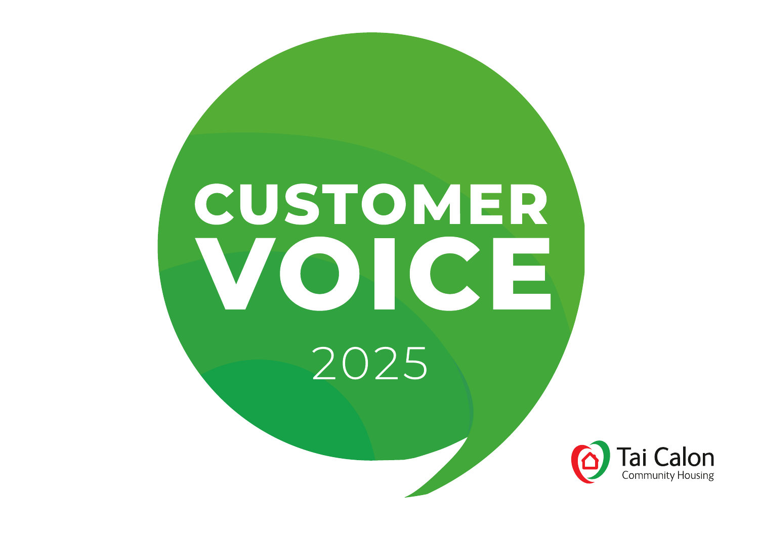# CUSTOMER VOICE

2025

Tai Calon
Community Housing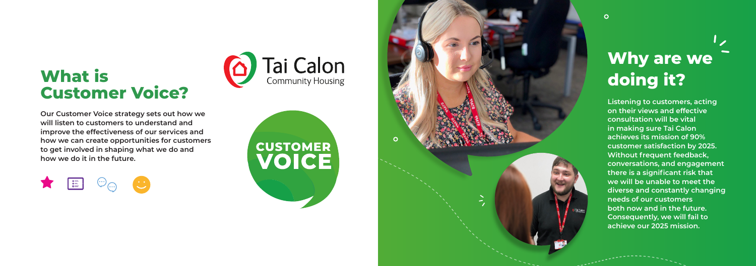# What is Customer Voice?

**Our Customer Voice strategy sets out how we will listen to customers to understand and improve the effectiveness of our services and how we can create opportunities for customers to get involved in shaping what we do and how we do it in the future.**

Tai Calon
Community Housing

CUSTOMER VOICE

# Why are we doing it?

**Listening to customers, acting on their views and effective consultation will be vital in making sure Tai Calon achieves its mission of 90% customer satisfaction by 2025. Without frequent feedback, conversations, and engagement there is a significant risk that we will be unable to meet the diverse and constantly changing needs of our customers both now and in the future. Consequently, we will fail to achieve our 2025 mission.**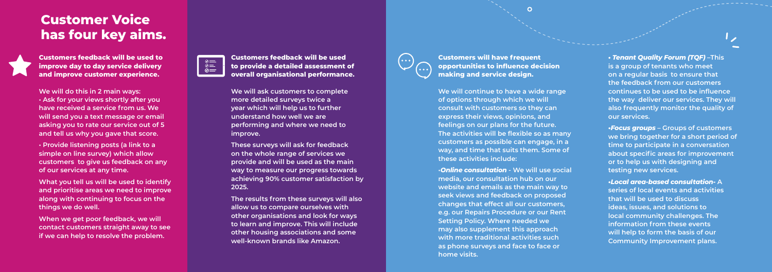# Customer Voice has four key aims.

**Customers feedback will be used to improve day to day service delivery and improve customer experience.**

We will do this in 2 main ways:

- Ask for your views shortly after you have received a service from us. We will send you a text message or email asking you to rate our service out of 5 and tell us why you gave that score.
- Provide listening posts (a link to a simple on line survey) which allow customers to give us feedback on any of our services at any time.

What you tell us will be used to identify and prioritise areas we need to improve along with continuing to focus on the things we do well.

When we get poor feedback, we will contact customers straight away to see if we can help to resolve the problem.

**Customers feedback will be used to provide a detailed assessment of overall organisational performance.**

We will ask customers to complete more detailed surveys twice a year which will help us to further understand how well we are performing and where we need to improve.

These surveys will ask for feedback on the whole range of services we provide and will be used as the main way to measure our progress towards achieving 90% customer satisfaction by 2025.

The results from these surveys will also allow us to compare ourselves with other organisations and look for ways to learn and improve. This will include other housing associations and some well-known brands like Amazon.

**Customers will have frequent opportunities to influence decision making and service design.**

We will continue to have a wide range of options through which we will consult with customers so they can express their views, opinions, and feelings on our plans for the future. The activities will be flexible so as many customers as possible can engage, in a way, and time that suits them. Some of these activities include:

- ***Online consultation*** - We will use social media, our consultation hub on our website and emails as the main way to seek views and feedback on proposed changes that effect all our customers, e.g. our Repairs Procedure or our Rent Setting Policy. Where needed we may also supplement this approach with more traditional activities such as phone surveys and face to face or home visits.
- ***Tenant Quality Forum (TQF)*** –This is a group of tenants who meet on a regular basis to ensure that the feedback from our customers continues to be used to be influence the way deliver our services. They will also frequently monitor the quality of our services.
- ***Focus groups*** – Groups of customers we bring together for a short period of time to participate in a conversation about specific areas for improvement or to help us with designing and testing new services.
- ***Local area-based consultation-*** A series of local events and activities that will be used to discuss ideas, issues, and solutions to local community challenges. The information from these events will help to form the basis of our Community Improvement plans.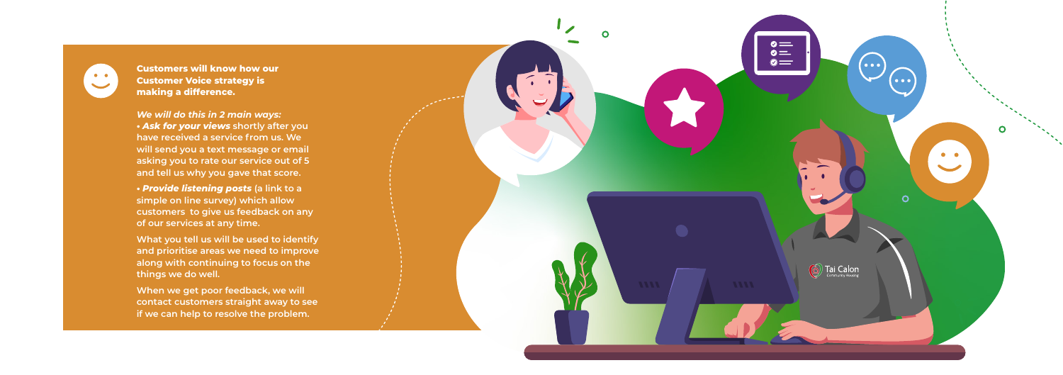**Customers will know how our Customer Voice strategy is making a difference.**

***We will do this in 2 main ways:***

- ***Ask for your views*** **shortly after you have received a service from us. We will send you a text message or email asking you to rate our service out of 5 and tell us why you gave that score.**
- ***Provide listening posts*** **(a link to a simple on line survey) which allow customers to give us feedback on any of our services at any time.**

**What you tell us will be used to identify and prioritise areas we need to improve along with continuing to focus on the things we do well.**

**When we get poor feedback, we will contact customers straight away to see if we can help to resolve the problem.**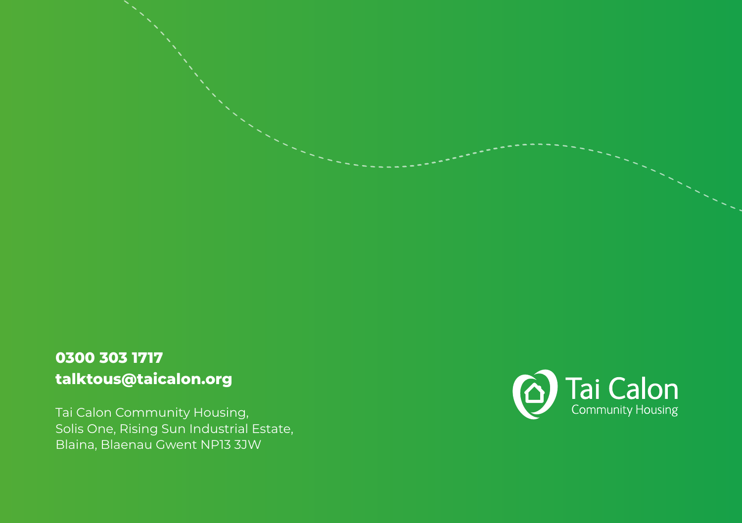**0300 303 1717**
**talktous@taicalon.org**

Tai Calon Community Housing,
Solis One, Rising Sun Industrial Estate,
Blaina, Blaenau Gwent NP13 3JW

Tai Calon
Community Housing